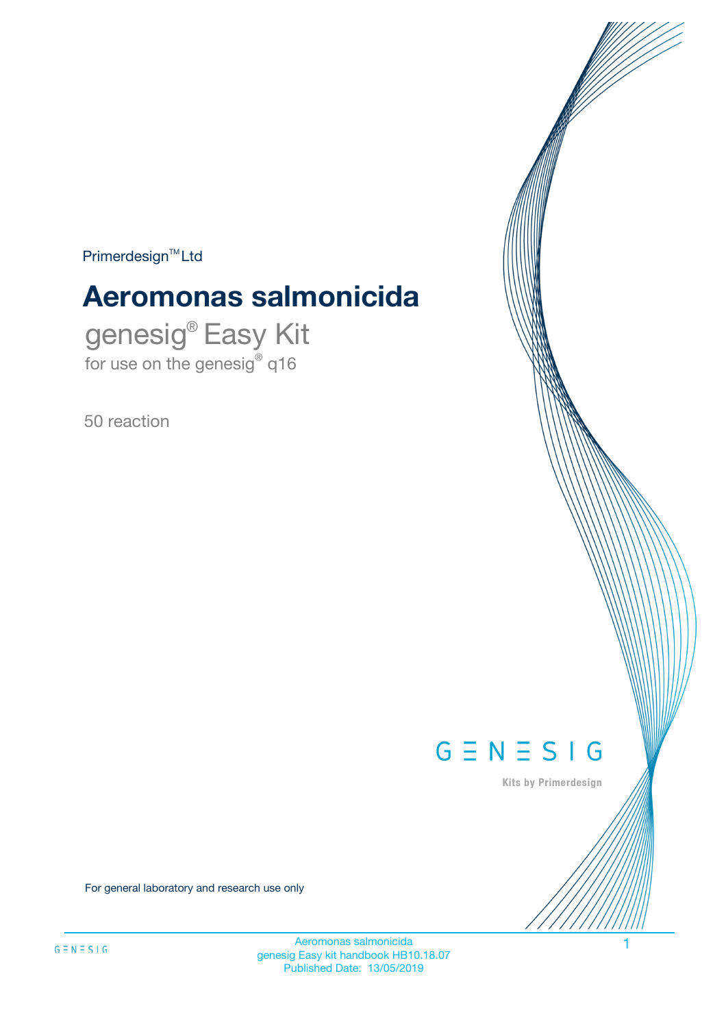Primerdesign™ Ltd

# Aeromonas salmonicida

## genesig® Easy Kit

for use on the genesig® q16

50 reaction

GENESIG

Kits by Primerdesign

For general laboratory and research use only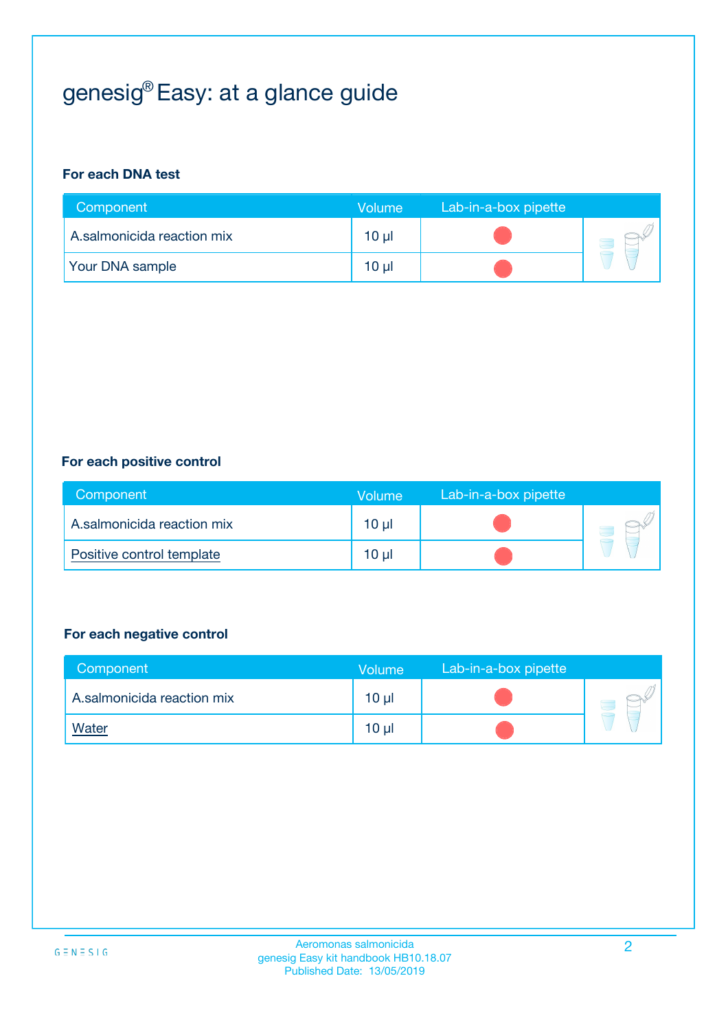# genesig® Easy: at a glance guide

**For each DNA test**

| Component | Volume | Lab-in-a-box pipette |
|---|---|---|
| A.salmonicida reaction mix | 10 µl | |
| Your DNA sample | 10 µl | |

**For each positive control**

| Component | Volume | Lab-in-a-box pipette |
|---|---|---|
| A.salmonicida reaction mix | 10 µl | |
| Positive control template | 10 µl | |

**For each negative control**

| Component | Volume | Lab-in-a-box pipette |
|---|---|---|
| A.salmonicida reaction mix | 10 µl | |
| Water | 10 µl | |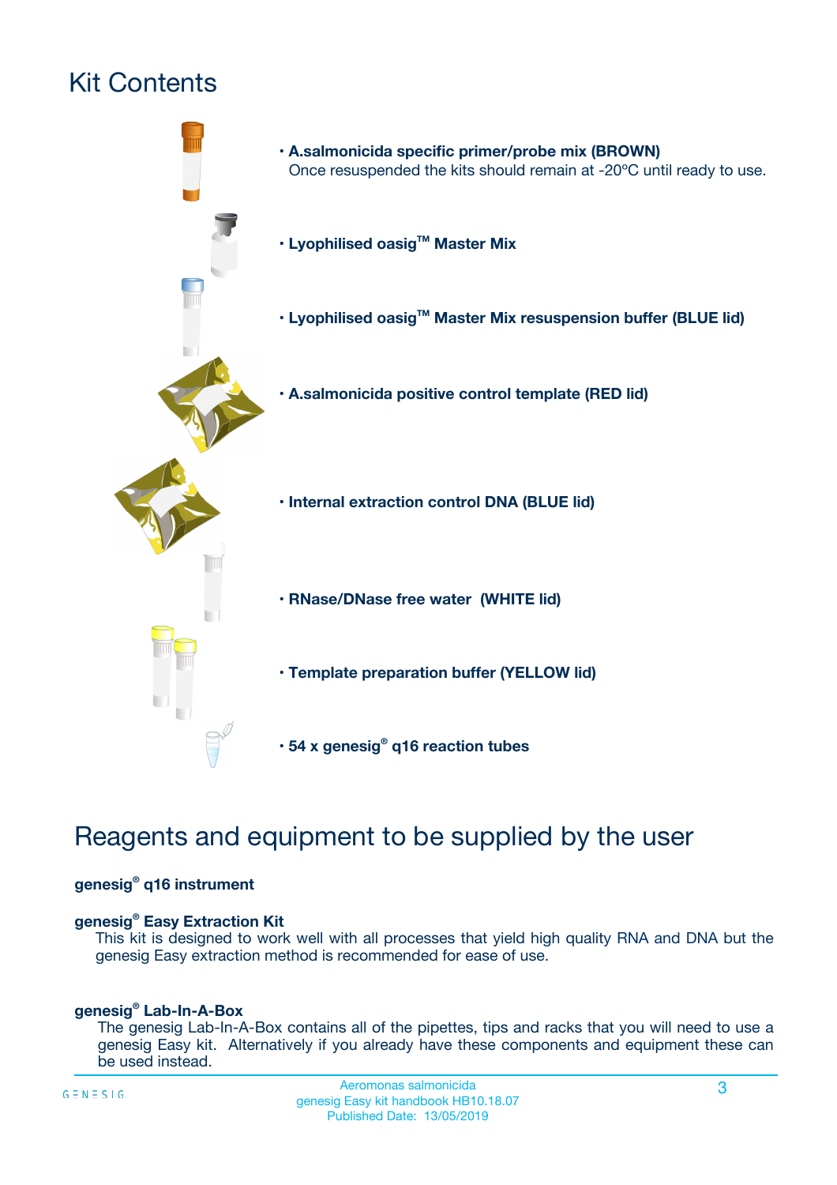# Kit Contents

- **A.salmonicida specific primer/probe mix (BROWN)**
  Once resuspended the kits should remain at -20ºC until ready to use.
- **Lyophilised oasig™ Master Mix**
- **Lyophilised oasig™ Master Mix resuspension buffer (BLUE lid)**
- **A.salmonicida positive control template (RED lid)**
- **Internal extraction control DNA (BLUE lid)**
- **RNase/DNase free water (WHITE lid)**
- **Template preparation buffer (YELLOW lid)**
- **54 x genesig® q16 reaction tubes**

# Reagents and equipment to be supplied by the user

**genesig® q16 instrument**

**genesig® Easy Extraction Kit**

This kit is designed to work well with all processes that yield high quality RNA and DNA but the genesig Easy extraction method is recommended for ease of use.

**genesig® Lab-In-A-Box**

The genesig Lab-In-A-Box contains all of the pipettes, tips and racks that you will need to use a genesig Easy kit. Alternatively if you already have these components and equipment these can be used instead.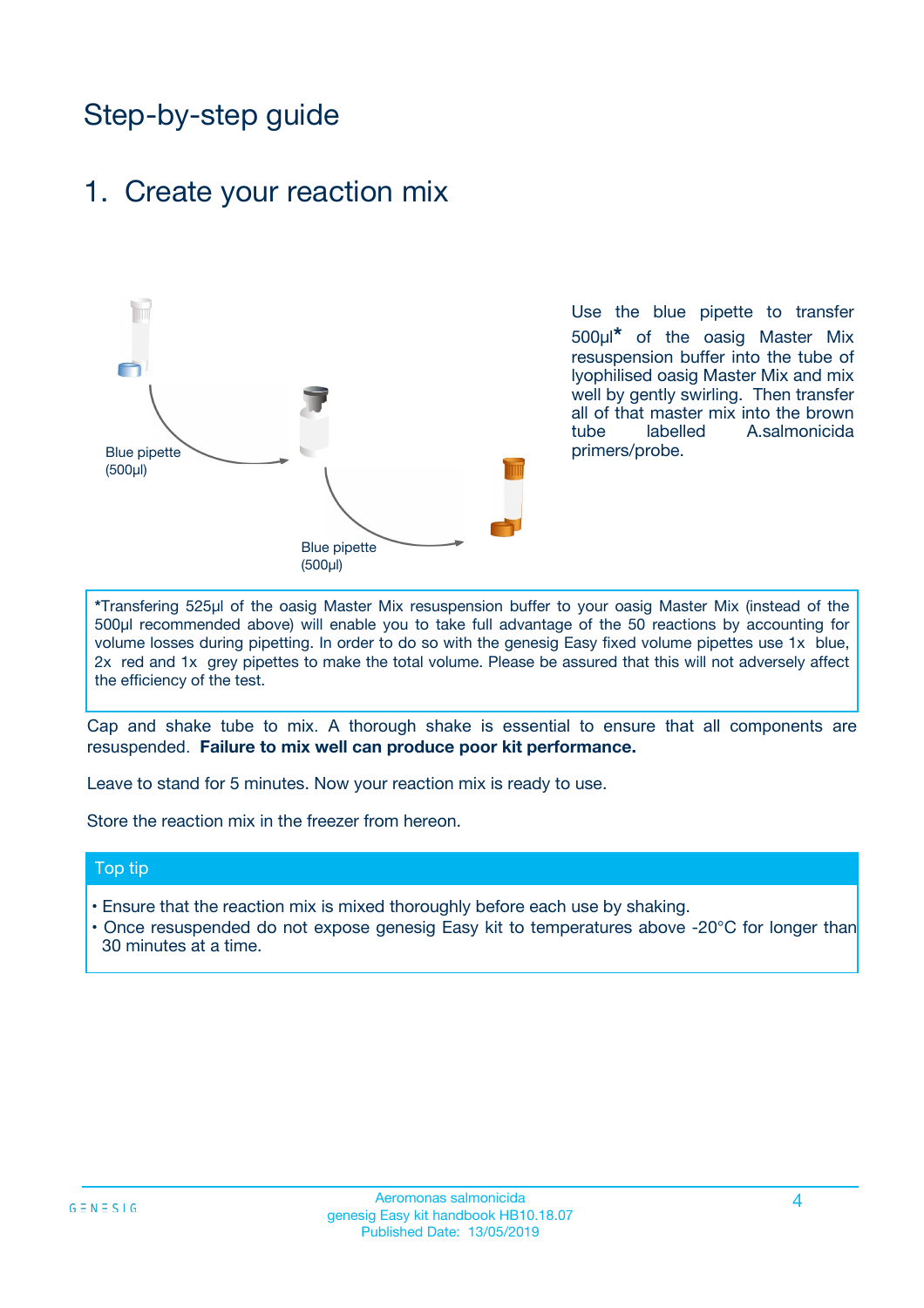# Step-by-step guide

## 1. Create your reaction mix

Blue pipette (500µl)

Blue pipette (500µl)

Use the blue pipette to transfer 500µl* of the oasig Master Mix resuspension buffer into the tube of lyophilised oasig Master Mix and mix well by gently swirling. Then transfer all of that master mix into the brown tube labelled A.salmonicida primers/probe.

*Transfering 525µl of the oasig Master Mix resuspension buffer to your oasig Master Mix (instead of the 500µl recommended above) will enable you to take full advantage of the 50 reactions by accounting for volume losses during pipetting. In order to do so with the genesig Easy fixed volume pipettes use 1x blue, 2x red and 1x grey pipettes to make the total volume. Please be assured that this will not adversely affect the efficiency of the test.

Cap and shake tube to mix. A thorough shake is essential to ensure that all components are resuspended. **Failure to mix well can produce poor kit performance.**

Leave to stand for 5 minutes. Now your reaction mix is ready to use.

Store the reaction mix in the freezer from hereon.

### Top tip

- Ensure that the reaction mix is mixed thoroughly before each use by shaking.
- Once resuspended do not expose genesig Easy kit to temperatures above -20°C for longer than 30 minutes at a time.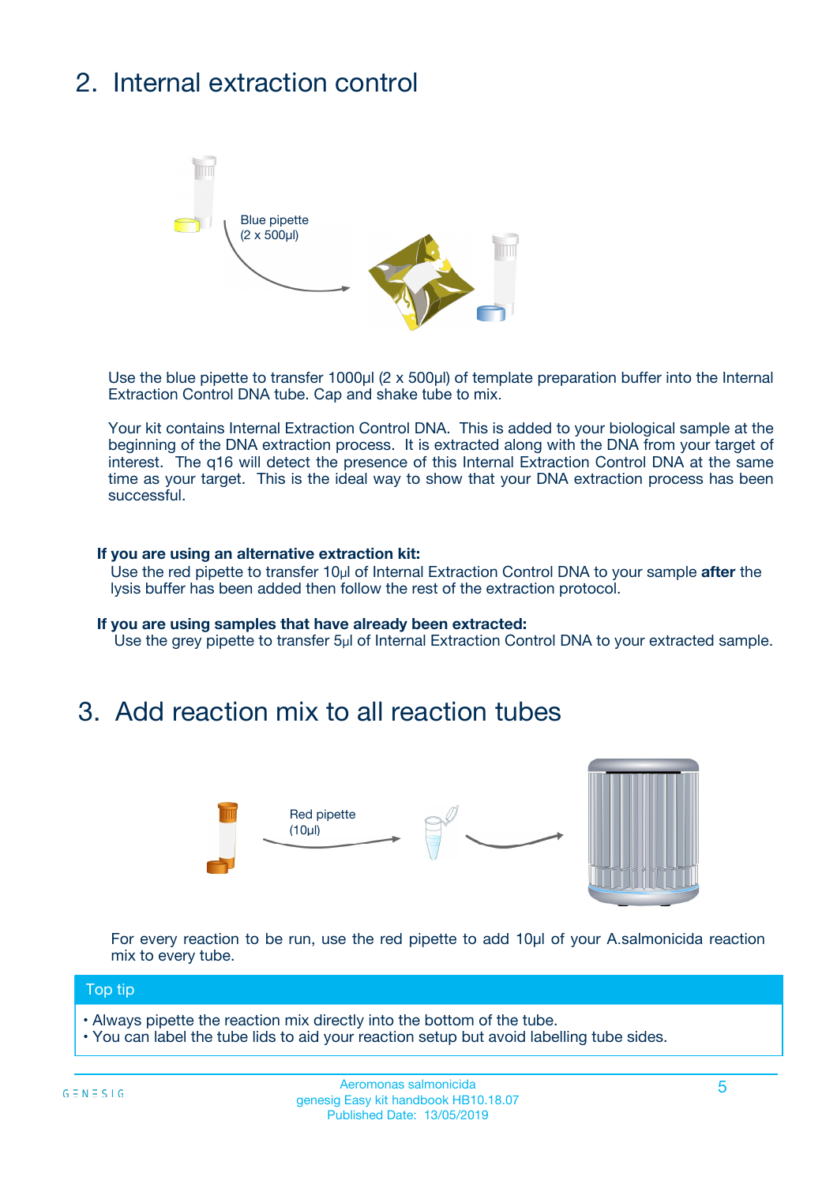## 2. Internal extraction control

Blue pipette
(2 x 500µl)

Use the blue pipette to transfer 1000µl (2 x 500µl) of template preparation buffer into the Internal Extraction Control DNA tube. Cap and shake tube to mix.

Your kit contains Internal Extraction Control DNA. This is added to your biological sample at the beginning of the DNA extraction process. It is extracted along with the DNA from your target of interest. The q16 will detect the presence of this Internal Extraction Control DNA at the same time as your target. This is the ideal way to show that your DNA extraction process has been successful.

**If you are using an alternative extraction kit:**
Use the red pipette to transfer 10µl of Internal Extraction Control DNA to your sample **after** the lysis buffer has been added then follow the rest of the extraction protocol.

**If you are using samples that have already been extracted:**
Use the grey pipette to transfer 5µl of Internal Extraction Control DNA to your extracted sample.

## 3. Add reaction mix to all reaction tubes

Red pipette
(10µl)

For every reaction to be run, use the red pipette to add 10µl of your A.salmonicida reaction mix to every tube.

**Top tip**

- Always pipette the reaction mix directly into the bottom of the tube.
- You can label the tube lids to aid your reaction setup but avoid labelling tube sides.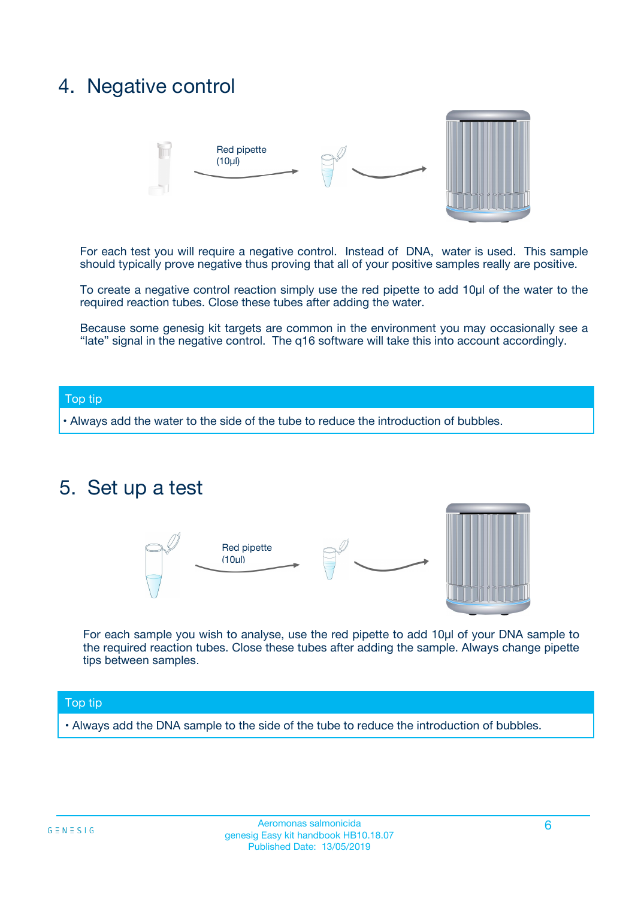## 4. Negative control

Red pipette (10µl)

For each test you will require a negative control. Instead of DNA, water is used. This sample should typically prove negative thus proving that all of your positive samples really are positive.

To create a negative control reaction simply use the red pipette to add 10µl of the water to the required reaction tubes. Close these tubes after adding the water.

Because some genesig kit targets are common in the environment you may occasionally see a "late" signal in the negative control. The q16 software will take this into account accordingly.

**Top tip**

- Always add the water to the side of the tube to reduce the introduction of bubbles.

## 5. Set up a test

Red pipette (10µl)

For each sample you wish to analyse, use the red pipette to add 10µl of your DNA sample to the required reaction tubes. Close these tubes after adding the sample. Always change pipette tips between samples.

**Top tip**

- Always add the DNA sample to the side of the tube to reduce the introduction of bubbles.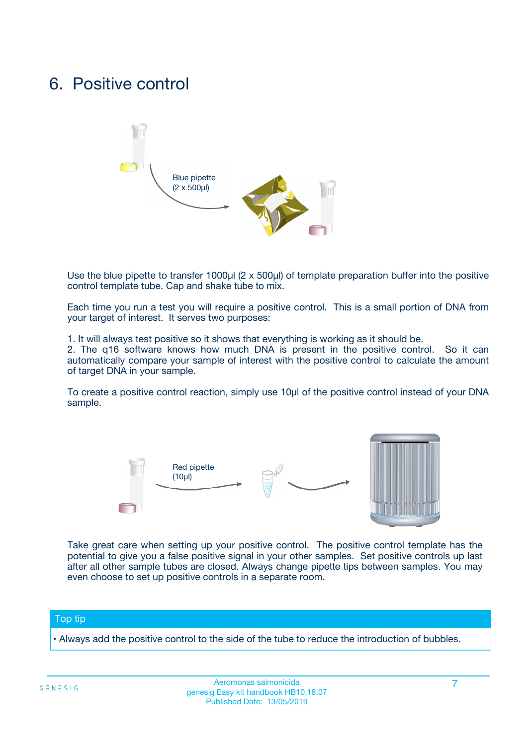# 6. Positive control

Blue pipette
(2 x 500µl)

Use the blue pipette to transfer 1000µl (2 x 500µl) of template preparation buffer into the positive control template tube. Cap and shake tube to mix.

Each time you run a test you will require a positive control. This is a small portion of DNA from your target of interest. It serves two purposes:

1. It will always test positive so it shows that everything is working as it should be.
2. The q16 software knows how much DNA is present in the positive control. So it can automatically compare your sample of interest with the positive control to calculate the amount of target DNA in your sample.

To create a positive control reaction, simply use 10µl of the positive control instead of your DNA sample.

Red pipette
(10µl)

Take great care when setting up your positive control. The positive control template has the potential to give you a false positive signal in your other samples. Set positive controls up last after all other sample tubes are closed. Always change pipette tips between samples. You may even choose to set up positive controls in a separate room.

**Top tip**

- Always add the positive control to the side of the tube to reduce the introduction of bubbles.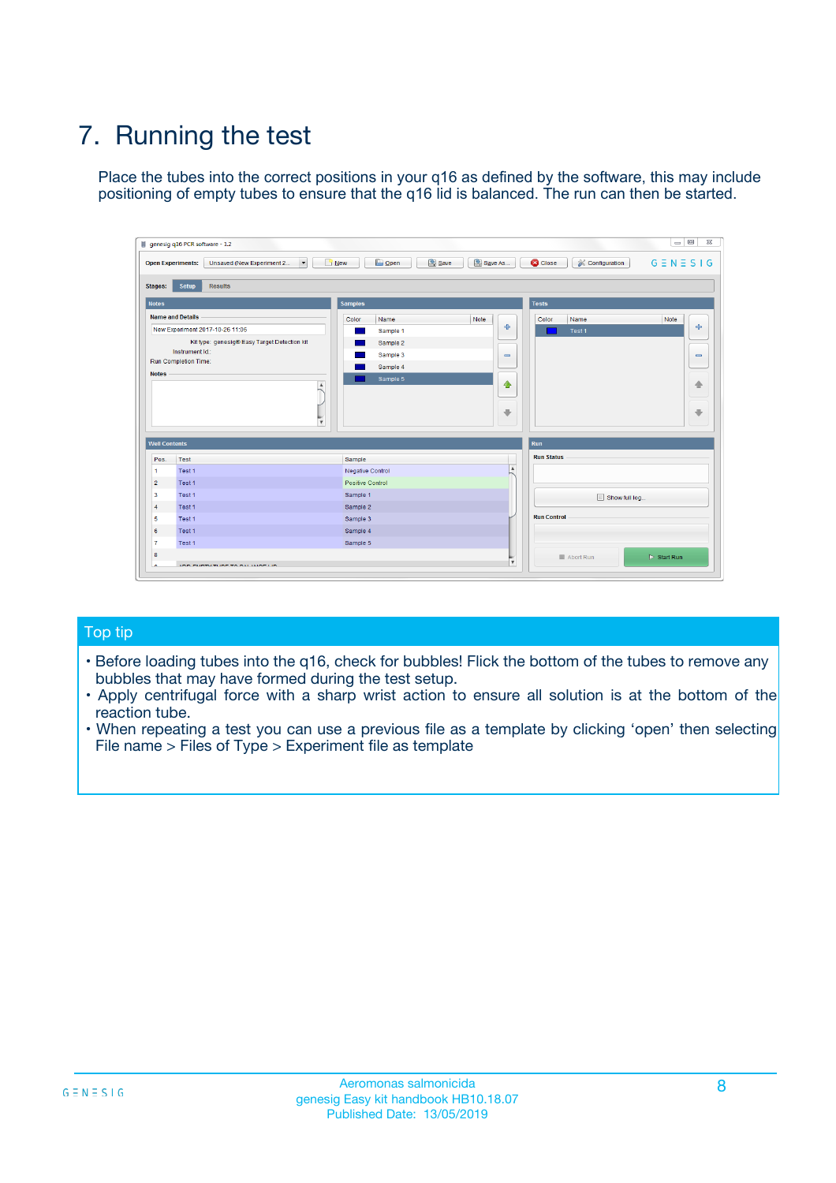## 7. Running the test

Place the tubes into the correct positions in your q16 as defined by the software, this may include positioning of empty tubes to ensure that the q16 lid is balanced. The run can then be started.

### Top tip

- Before loading tubes into the q16, check for bubbles! Flick the bottom of the tubes to remove any bubbles that may have formed during the test setup.
- Apply centrifugal force with a sharp wrist action to ensure all solution is at the bottom of the reaction tube.
- When repeating a test you can use a previous file as a template by clicking 'open' then selecting File name > Files of Type > Experiment file as template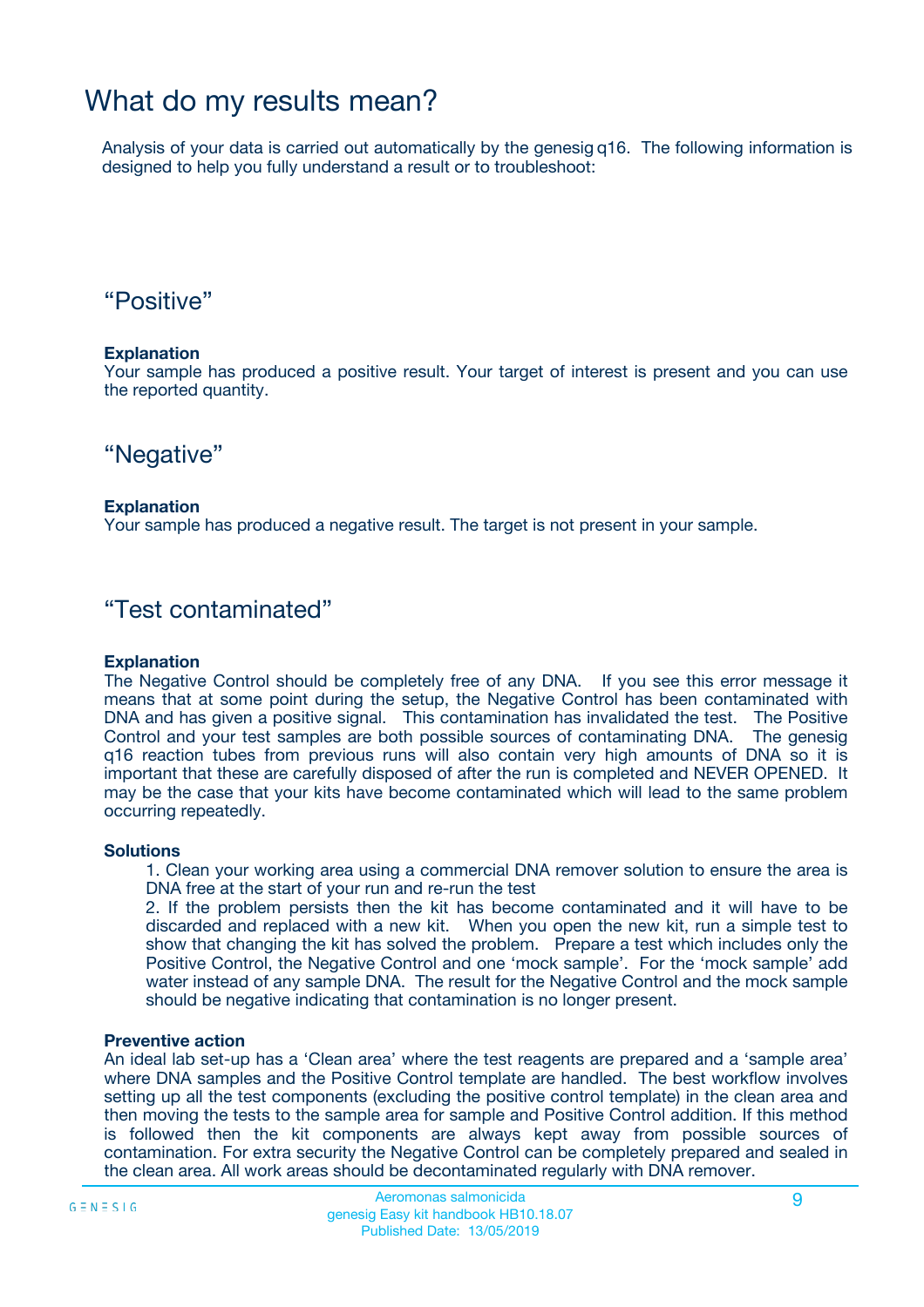# What do my results mean?

Analysis of your data is carried out automatically by the genesig q16. The following information is designed to help you fully understand a result or to troubleshoot:

## "Positive"

**Explanation**

Your sample has produced a positive result. Your target of interest is present and you can use the reported quantity.

## "Negative"

**Explanation**

Your sample has produced a negative result. The target is not present in your sample.

## "Test contaminated"

**Explanation**

The Negative Control should be completely free of any DNA. If you see this error message it means that at some point during the setup, the Negative Control has been contaminated with DNA and has given a positive signal. This contamination has invalidated the test. The Positive Control and your test samples are both possible sources of contaminating DNA. The genesig q16 reaction tubes from previous runs will also contain very high amounts of DNA so it is important that these are carefully disposed of after the run is completed and NEVER OPENED. It may be the case that your kits have become contaminated which will lead to the same problem occurring repeatedly.

**Solutions**

1. Clean your working area using a commercial DNA remover solution to ensure the area is DNA free at the start of your run and re-run the test
2. If the problem persists then the kit has become contaminated and it will have to be discarded and replaced with a new kit. When you open the new kit, run a simple test to show that changing the kit has solved the problem. Prepare a test which includes only the Positive Control, the Negative Control and one 'mock sample'. For the 'mock sample' add water instead of any sample DNA. The result for the Negative Control and the mock sample should be negative indicating that contamination is no longer present.

**Preventive action**

An ideal lab set-up has a 'Clean area' where the test reagents are prepared and a 'sample area' where DNA samples and the Positive Control template are handled. The best workflow involves setting up all the test components (excluding the positive control template) in the clean area and then moving the tests to the sample area for sample and Positive Control addition. If this method is followed then the kit components are always kept away from possible sources of contamination. For extra security the Negative Control can be completely prepared and sealed in the clean area. All work areas should be decontaminated regularly with DNA remover.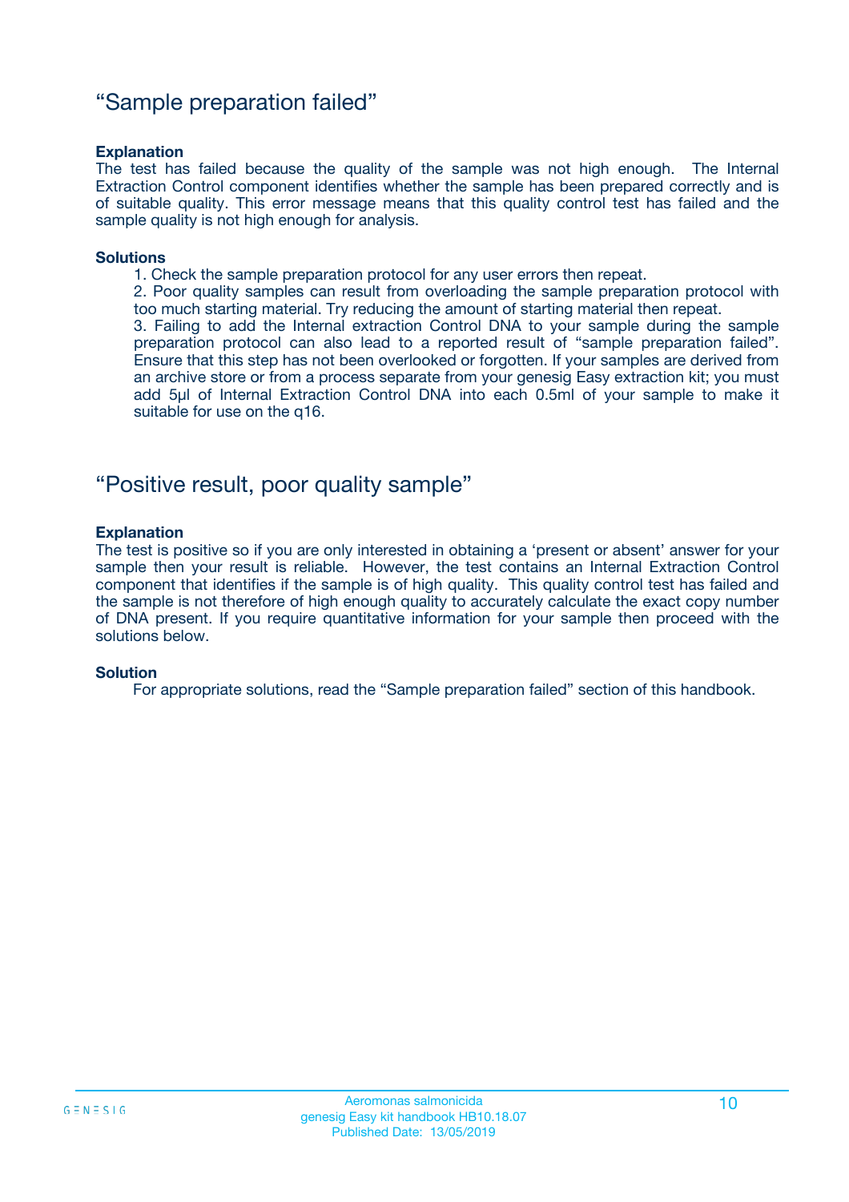## “Sample preparation failed”

**Explanation**

The test has failed because the quality of the sample was not high enough. The Internal Extraction Control component identifies whether the sample has been prepared correctly and is of suitable quality. This error message means that this quality control test has failed and the sample quality is not high enough for analysis.

**Solutions**

1. Check the sample preparation protocol for any user errors then repeat.
2. Poor quality samples can result from overloading the sample preparation protocol with too much starting material. Try reducing the amount of starting material then repeat.
3. Failing to add the Internal extraction Control DNA to your sample during the sample preparation protocol can also lead to a reported result of “sample preparation failed”. Ensure that this step has not been overlooked or forgotten. If your samples are derived from an archive store or from a process separate from your genesig Easy extraction kit; you must add 5µl of Internal Extraction Control DNA into each 0.5ml of your sample to make it suitable for use on the q16.

## “Positive result, poor quality sample”

**Explanation**

The test is positive so if you are only interested in obtaining a ‘present or absent’ answer for your sample then your result is reliable. However, the test contains an Internal Extraction Control component that identifies if the sample is of high quality. This quality control test has failed and the sample is not therefore of high enough quality to accurately calculate the exact copy number of DNA present. If you require quantitative information for your sample then proceed with the solutions below.

**Solution**

For appropriate solutions, read the “Sample preparation failed” section of this handbook.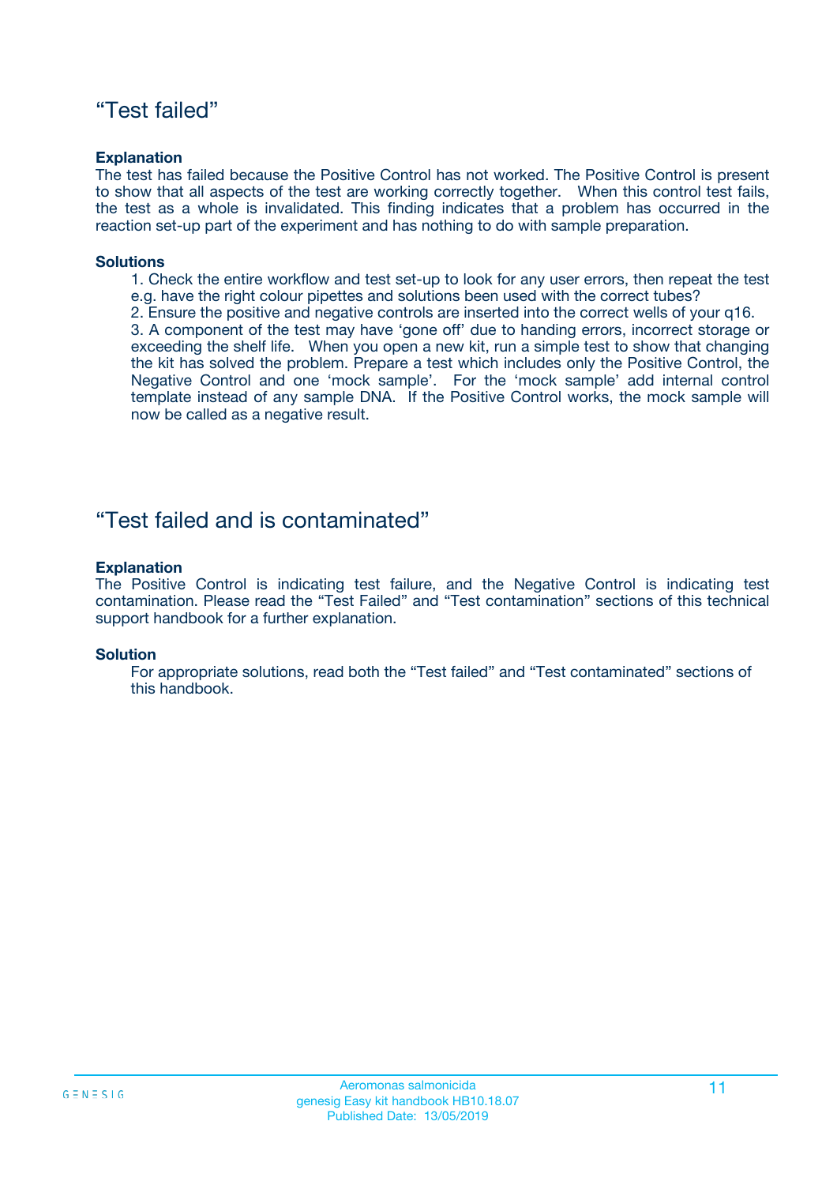## “Test failed”

**Explanation**

The test has failed because the Positive Control has not worked. The Positive Control is present to show that all aspects of the test are working correctly together. When this control test fails, the test as a whole is invalidated. This finding indicates that a problem has occurred in the reaction set-up part of the experiment and has nothing to do with sample preparation.

**Solutions**

1. Check the entire workflow and test set-up to look for any user errors, then repeat the test e.g. have the right colour pipettes and solutions been used with the correct tubes?
2. Ensure the positive and negative controls are inserted into the correct wells of your q16.
3. A component of the test may have ‘gone off’ due to handing errors, incorrect storage or exceeding the shelf life. When you open a new kit, run a simple test to show that changing the kit has solved the problem. Prepare a test which includes only the Positive Control, the Negative Control and one ‘mock sample’. For the ‘mock sample’ add internal control template instead of any sample DNA. If the Positive Control works, the mock sample will now be called as a negative result.

## “Test failed and is contaminated”

**Explanation**

The Positive Control is indicating test failure, and the Negative Control is indicating test contamination. Please read the “Test Failed” and “Test contamination” sections of this technical support handbook for a further explanation.

**Solution**

For appropriate solutions, read both the “Test failed” and “Test contaminated” sections of this handbook.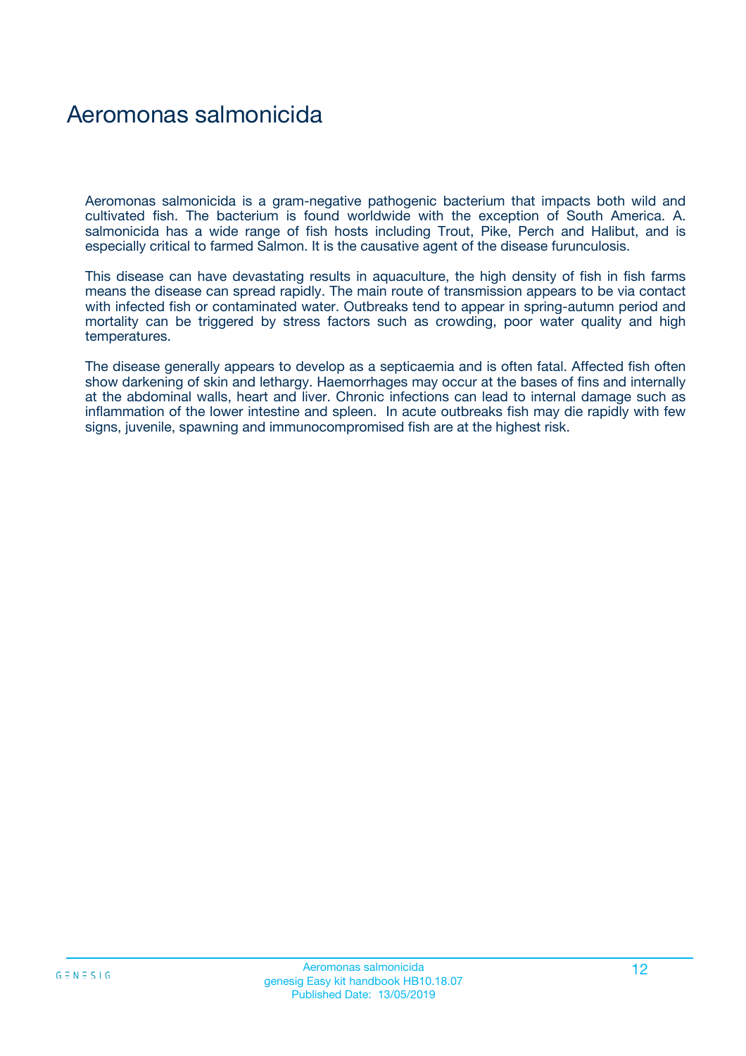# Aeromonas salmonicida

Aeromonas salmonicida is a gram-negative pathogenic bacterium that impacts both wild and cultivated fish. The bacterium is found worldwide with the exception of South America. A. salmonicida has a wide range of fish hosts including Trout, Pike, Perch and Halibut, and is especially critical to farmed Salmon. It is the causative agent of the disease furunculosis.

This disease can have devastating results in aquaculture, the high density of fish in fish farms means the disease can spread rapidly. The main route of transmission appears to be via contact with infected fish or contaminated water. Outbreaks tend to appear in spring-autumn period and mortality can be triggered by stress factors such as crowding, poor water quality and high temperatures.

The disease generally appears to develop as a septicaemia and is often fatal. Affected fish often show darkening of skin and lethargy. Haemorrhages may occur at the bases of fins and internally at the abdominal walls, heart and liver. Chronic infections can lead to internal damage such as inflammation of the lower intestine and spleen. In acute outbreaks fish may die rapidly with few signs, juvenile, spawning and immunocompromised fish are at the highest risk.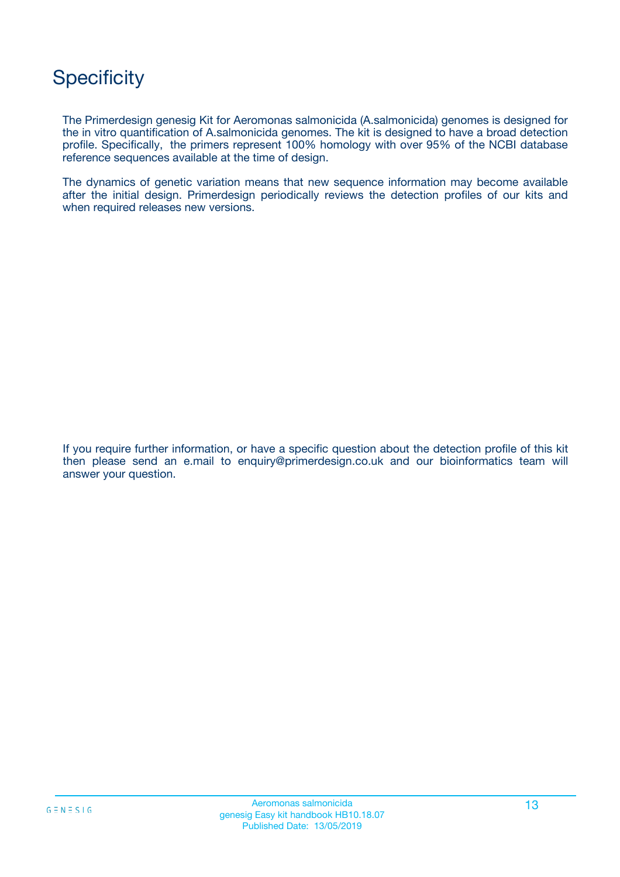# Specificity

The Primerdesign genesig Kit for Aeromonas salmonicida (A.salmonicida) genomes is designed for the in vitro quantification of A.salmonicida genomes. The kit is designed to have a broad detection profile. Specifically, the primers represent 100% homology with over 95% of the NCBI database reference sequences available at the time of design.

The dynamics of genetic variation means that new sequence information may become available after the initial design. Primerdesign periodically reviews the detection profiles of our kits and when required releases new versions.

If you require further information, or have a specific question about the detection profile of this kit then please send an e.mail to enquiry@primerdesign.co.uk and our bioinformatics team will answer your question.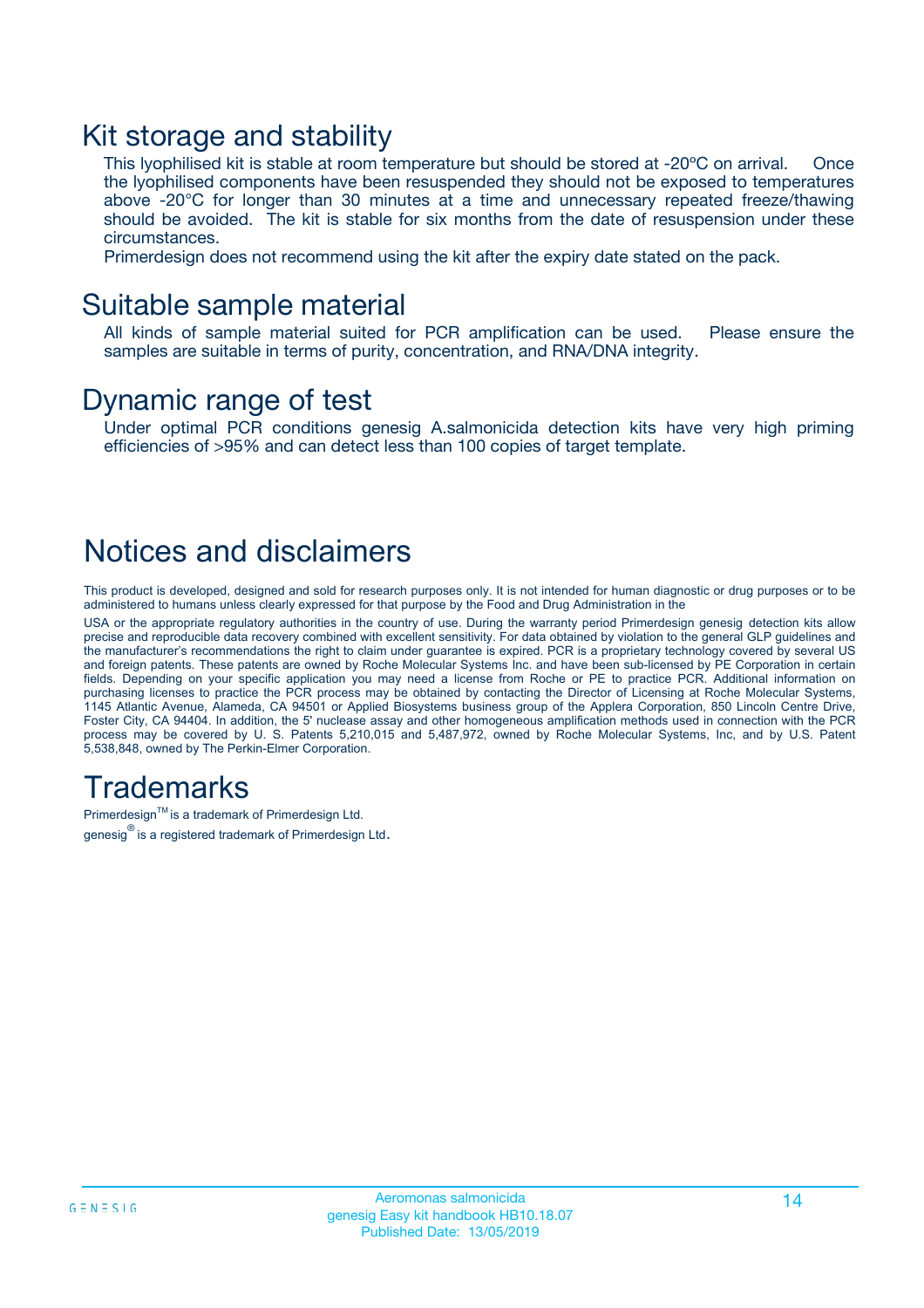## Kit storage and stability

This lyophilised kit is stable at room temperature but should be stored at -20ºC on arrival. Once the lyophilised components have been resuspended they should not be exposed to temperatures above -20°C for longer than 30 minutes at a time and unnecessary repeated freeze/thawing should be avoided. The kit is stable for six months from the date of resuspension under these circumstances.

Primerdesign does not recommend using the kit after the expiry date stated on the pack.

## Suitable sample material

All kinds of sample material suited for PCR amplification can be used. Please ensure the samples are suitable in terms of purity, concentration, and RNA/DNA integrity.

## Dynamic range of test

Under optimal PCR conditions genesig A.salmonicida detection kits have very high priming efficiencies of >95% and can detect less than 100 copies of target template.

# Notices and disclaimers

This product is developed, designed and sold for research purposes only. It is not intended for human diagnostic or drug purposes or to be administered to humans unless clearly expressed for that purpose by the Food and Drug Administration in the

USA or the appropriate regulatory authorities in the country of use. During the warranty period Primerdesign genesig detection kits allow precise and reproducible data recovery combined with excellent sensitivity. For data obtained by violation to the general GLP guidelines and the manufacturer's recommendations the right to claim under guarantee is expired. PCR is a proprietary technology covered by several US and foreign patents. These patents are owned by Roche Molecular Systems Inc. and have been sub-licensed by PE Corporation in certain fields. Depending on your specific application you may need a license from Roche or PE to practice PCR. Additional information on purchasing licenses to practice the PCR process may be obtained by contacting the Director of Licensing at Roche Molecular Systems, 1145 Atlantic Avenue, Alameda, CA 94501 or Applied Biosystems business group of the Applera Corporation, 850 Lincoln Centre Drive, Foster City, CA 94404. In addition, the 5' nuclease assay and other homogeneous amplification methods used in connection with the PCR process may be covered by U. S. Patents 5,210,015 and 5,487,972, owned by Roche Molecular Systems, Inc, and by U.S. Patent 5,538,848, owned by The Perkin-Elmer Corporation.

# Trademarks

Primerdesign™ is a trademark of Primerdesign Ltd.

genesig® is a registered trademark of Primerdesign Ltd.